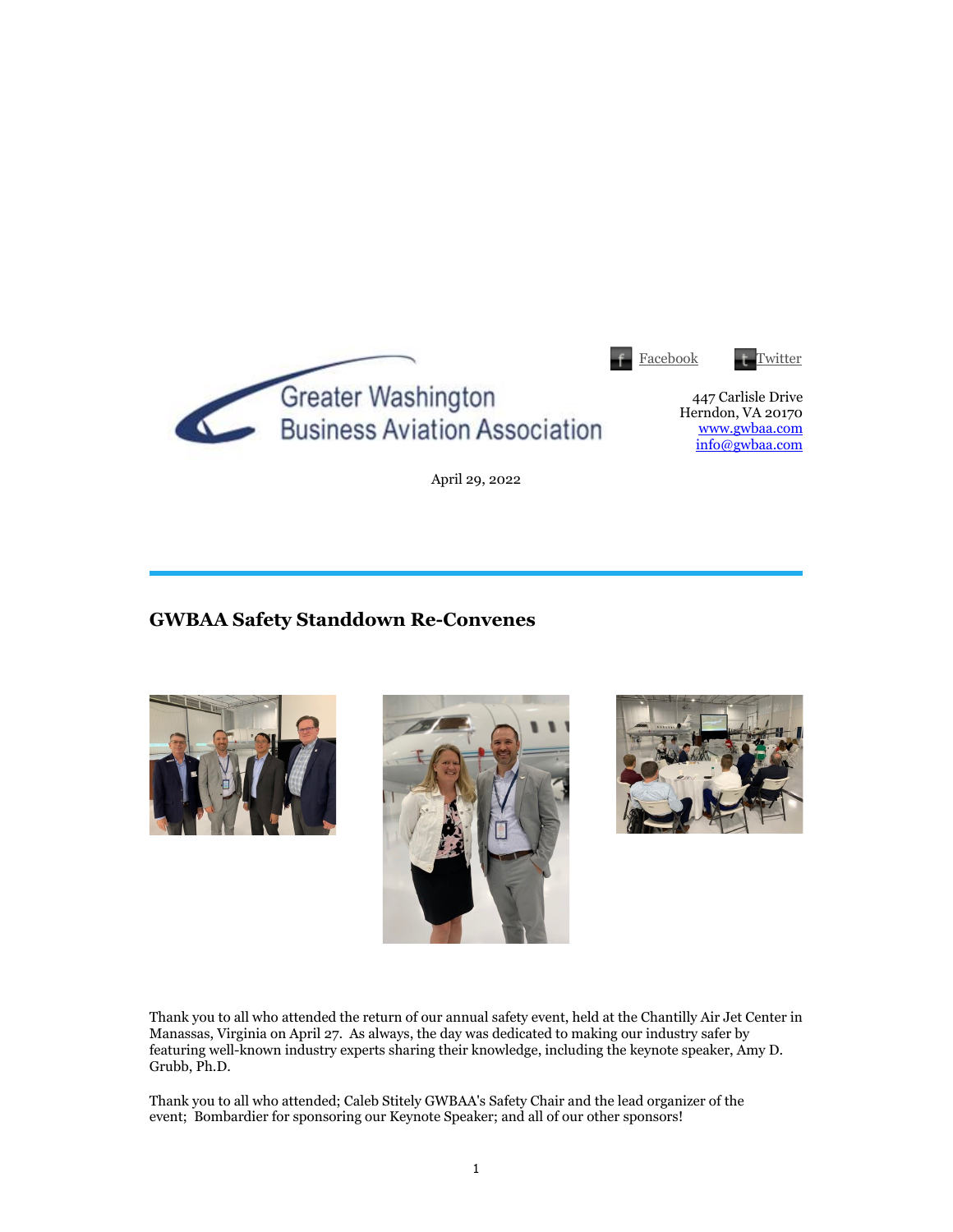Greater Washington Business Aviation Association

Facebook Twitter

447 Carlisle Drive
Herndon, VA 20170
www.gwbaa.com
info@gwbaa.com

April 29, 2022

## GWBAA Safety Standdown Re-Convenes

Thank you to all who attended the return of our annual safety event, held at the Chantilly Air Jet Center in Manassas, Virginia on April 27. As always, the day was dedicated to making our industry safer by featuring well-known industry experts sharing their knowledge, including the keynote speaker, Amy D. Grubb, Ph.D.

Thank you to all who attended; Caleb Stitely GWBAA's Safety Chair and the lead organizer of the event; Bombardier for sponsoring our Keynote Speaker; and all of our other sponsors!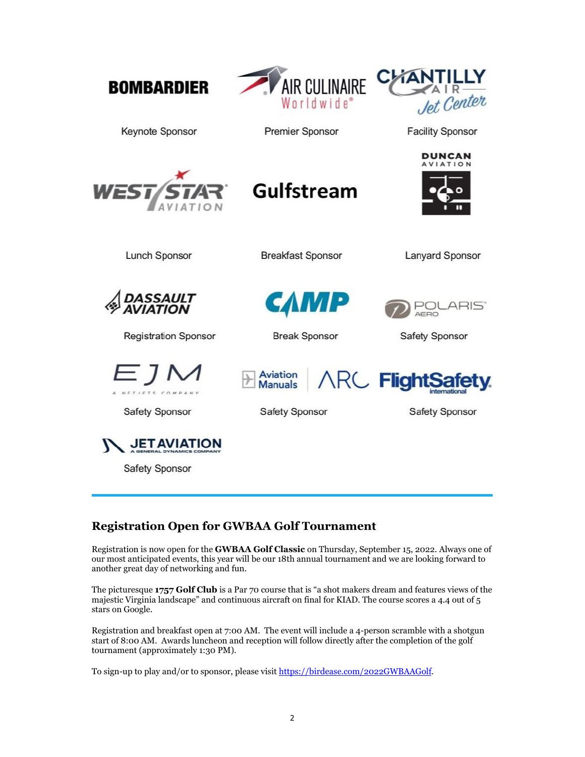BOMBARDIER
Keynote Sponsor

AIR CULINAIRE Worldwide
Premier Sponsor

CHANTILLY AIR Jet Center
Facility Sponsor

WEST STAR AVIATION
Lunch Sponsor

Gulfstream
Breakfast Sponsor

DUNCAN AVIATION
Lanyard Sponsor

DASSAULT AVIATION
Registration Sponsor

CAMP
Break Sponsor

POLARIS AERO
Safety Sponsor

EJM A NETJETS COMPANY
Safety Sponsor

Aviation Manuals | ARC
Safety Sponsor

FlightSafety international
Safety Sponsor

JET AVIATION A GENERAL DYNAMICS COMPANY
Safety Sponsor

---

## Registration Open for GWBAA Golf Tournament

Registration is now open for the **GWBAA Golf Classic** on Thursday, September 15, 2022. Always one of our most anticipated events, this year will be our 18th annual tournament and we are looking forward to another great day of networking and fun.

The picturesque **1757 Golf Club** is a Par 70 course that is "a shot makers dream and features views of the majestic Virginia landscape" and continuous aircraft on final for KIAD. The course scores a 4.4 out of 5 stars on Google.

Registration and breakfast open at 7:00 AM. The event will include a 4-person scramble with a shotgun start of 8:00 AM. Awards luncheon and reception will follow directly after the completion of the golf tournament (approximately 1:30 PM).

To sign-up to play and/or to sponsor, please visit https://birdease.com/2022GWBAAGolf.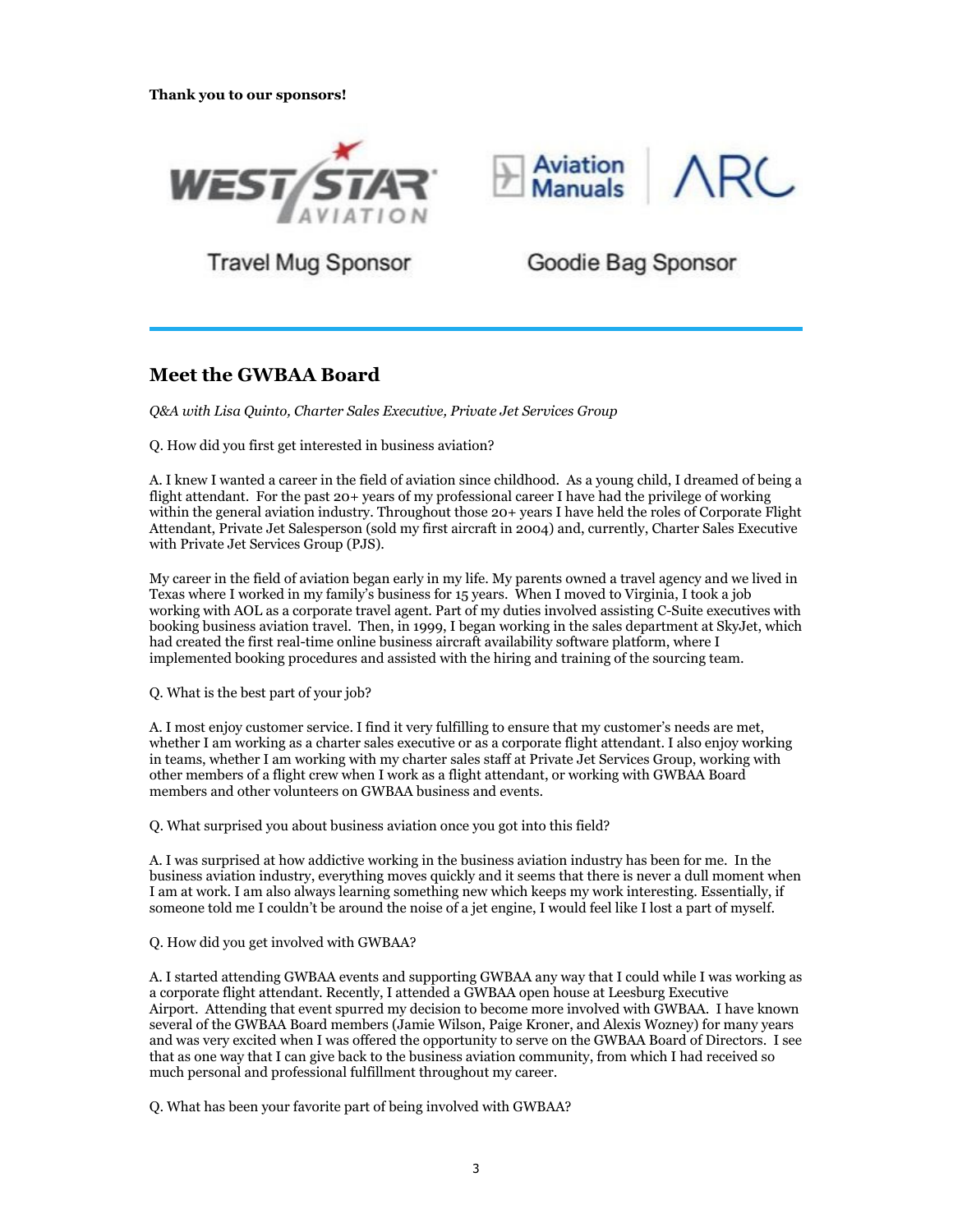**Thank you to our sponsors!**

WEST STAR AVIATION

Travel Mug Sponsor

Aviation Manuals | ARC

Goodie Bag Sponsor

## Meet the GWBAA Board

*Q&A with Lisa Quinto, Charter Sales Executive, Private Jet Services Group*

Q. How did you first get interested in business aviation?

A. I knew I wanted a career in the field of aviation since childhood. As a young child, I dreamed of being a flight attendant. For the past 20+ years of my professional career I have had the privilege of working within the general aviation industry. Throughout those 20+ years I have held the roles of Corporate Flight Attendant, Private Jet Salesperson (sold my first aircraft in 2004) and, currently, Charter Sales Executive with Private Jet Services Group (PJS).

My career in the field of aviation began early in my life. My parents owned a travel agency and we lived in Texas where I worked in my family's business for 15 years. When I moved to Virginia, I took a job working with AOL as a corporate travel agent. Part of my duties involved assisting C-Suite executives with booking business aviation travel. Then, in 1999, I began working in the sales department at SkyJet, which had created the first real-time online business aircraft availability software platform, where I implemented booking procedures and assisted with the hiring and training of the sourcing team.

Q. What is the best part of your job?

A. I most enjoy customer service. I find it very fulfilling to ensure that my customer's needs are met, whether I am working as a charter sales executive or as a corporate flight attendant. I also enjoy working in teams, whether I am working with my charter sales staff at Private Jet Services Group, working with other members of a flight crew when I work as a flight attendant, or working with GWBAA Board members and other volunteers on GWBAA business and events.

Q. What surprised you about business aviation once you got into this field?

A. I was surprised at how addictive working in the business aviation industry has been for me. In the business aviation industry, everything moves quickly and it seems that there is never a dull moment when I am at work. I am also always learning something new which keeps my work interesting. Essentially, if someone told me I couldn't be around the noise of a jet engine, I would feel like I lost a part of myself.

Q. How did you get involved with GWBAA?

A. I started attending GWBAA events and supporting GWBAA any way that I could while I was working as a corporate flight attendant. Recently, I attended a GWBAA open house at Leesburg Executive Airport. Attending that event spurred my decision to become more involved with GWBAA. I have known several of the GWBAA Board members (Jamie Wilson, Paige Kroner, and Alexis Wozney) for many years and was very excited when I was offered the opportunity to serve on the GWBAA Board of Directors. I see that as one way that I can give back to the business aviation community, from which I had received so much personal and professional fulfillment throughout my career.

Q. What has been your favorite part of being involved with GWBAA?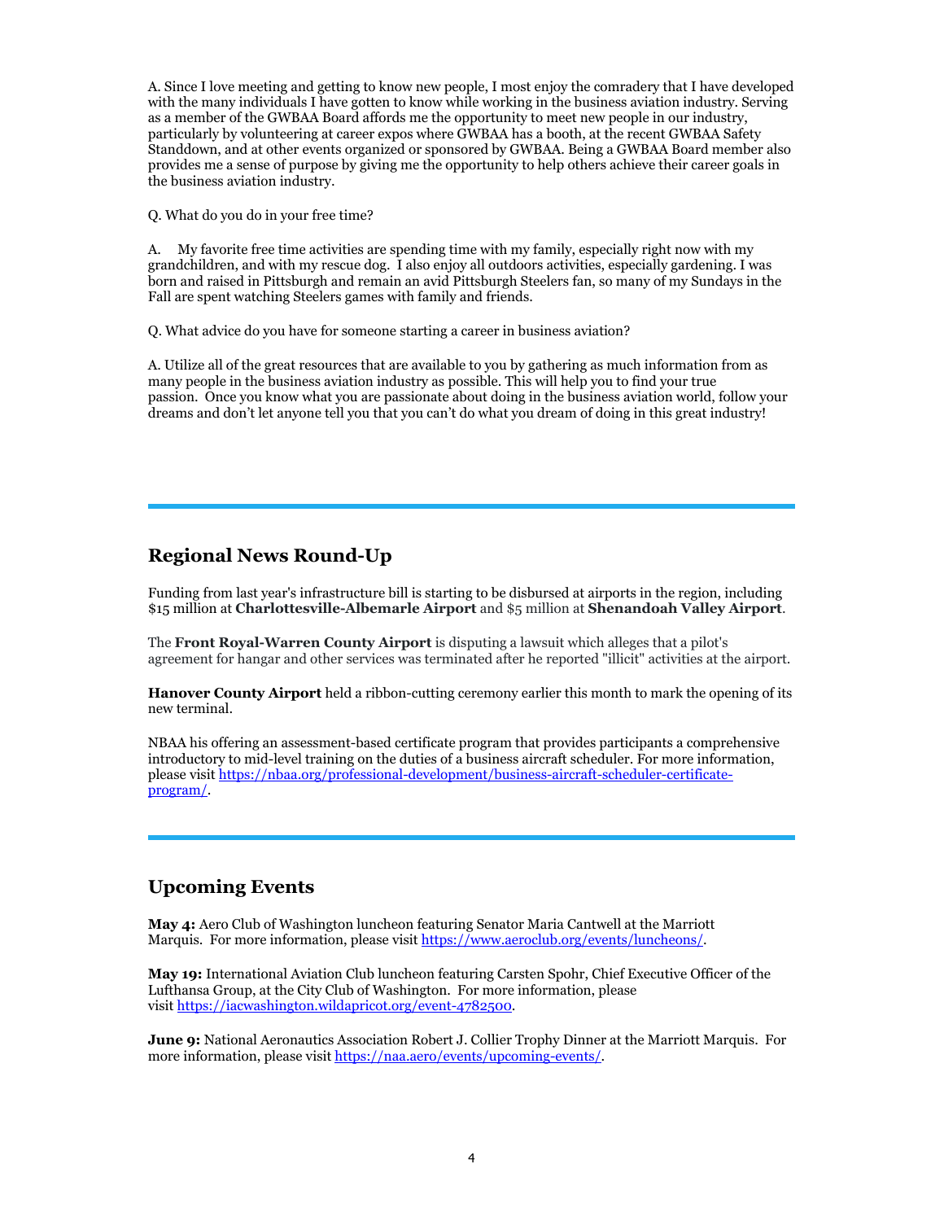A. Since I love meeting and getting to know new people, I most enjoy the comradery that I have developed with the many individuals I have gotten to know while working in the business aviation industry. Serving as a member of the GWBAA Board affords me the opportunity to meet new people in our industry, particularly by volunteering at career expos where GWBAA has a booth, at the recent GWBAA Safety Standdown, and at other events organized or sponsored by GWBAA. Being a GWBAA Board member also provides me a sense of purpose by giving me the opportunity to help others achieve their career goals in the business aviation industry.

Q. What do you do in your free time?

A. My favorite free time activities are spending time with my family, especially right now with my grandchildren, and with my rescue dog. I also enjoy all outdoors activities, especially gardening. I was born and raised in Pittsburgh and remain an avid Pittsburgh Steelers fan, so many of my Sundays in the Fall are spent watching Steelers games with family and friends.

Q. What advice do you have for someone starting a career in business aviation?

A. Utilize all of the great resources that are available to you by gathering as much information from as many people in the business aviation industry as possible. This will help you to find your true passion. Once you know what you are passionate about doing in the business aviation world, follow your dreams and don't let anyone tell you that you can't do what you dream of doing in this great industry!

---

## Regional News Round-Up

Funding from last year's infrastructure bill is starting to be disbursed at airports in the region, including $15 million at **Charlottesville-Albemarle Airport** and $5 million at **Shenandoah Valley Airport**.

The **Front Royal-Warren County Airport** is disputing a lawsuit which alleges that a pilot's agreement for hangar and other services was terminated after he reported "illicit" activities at the airport.

**Hanover County Airport** held a ribbon-cutting ceremony earlier this month to mark the opening of its new terminal.

NBAA his offering an assessment-based certificate program that provides participants a comprehensive introductory to mid-level training on the duties of a business aircraft scheduler. For more information, please visit https://nbaa.org/professional-development/business-aircraft-scheduler-certificate-program/.

---

## Upcoming Events

**May 4:** Aero Club of Washington luncheon featuring Senator Maria Cantwell at the Marriott Marquis. For more information, please visit https://www.aeroclub.org/events/luncheons/.

**May 19:** International Aviation Club luncheon featuring Carsten Spohr, Chief Executive Officer of the Lufthansa Group, at the City Club of Washington. For more information, please visit https://iacwashington.wildapricot.org/event-4782500.

**June 9:** National Aeronautics Association Robert J. Collier Trophy Dinner at the Marriott Marquis. For more information, please visit https://naa.aero/events/upcoming-events/.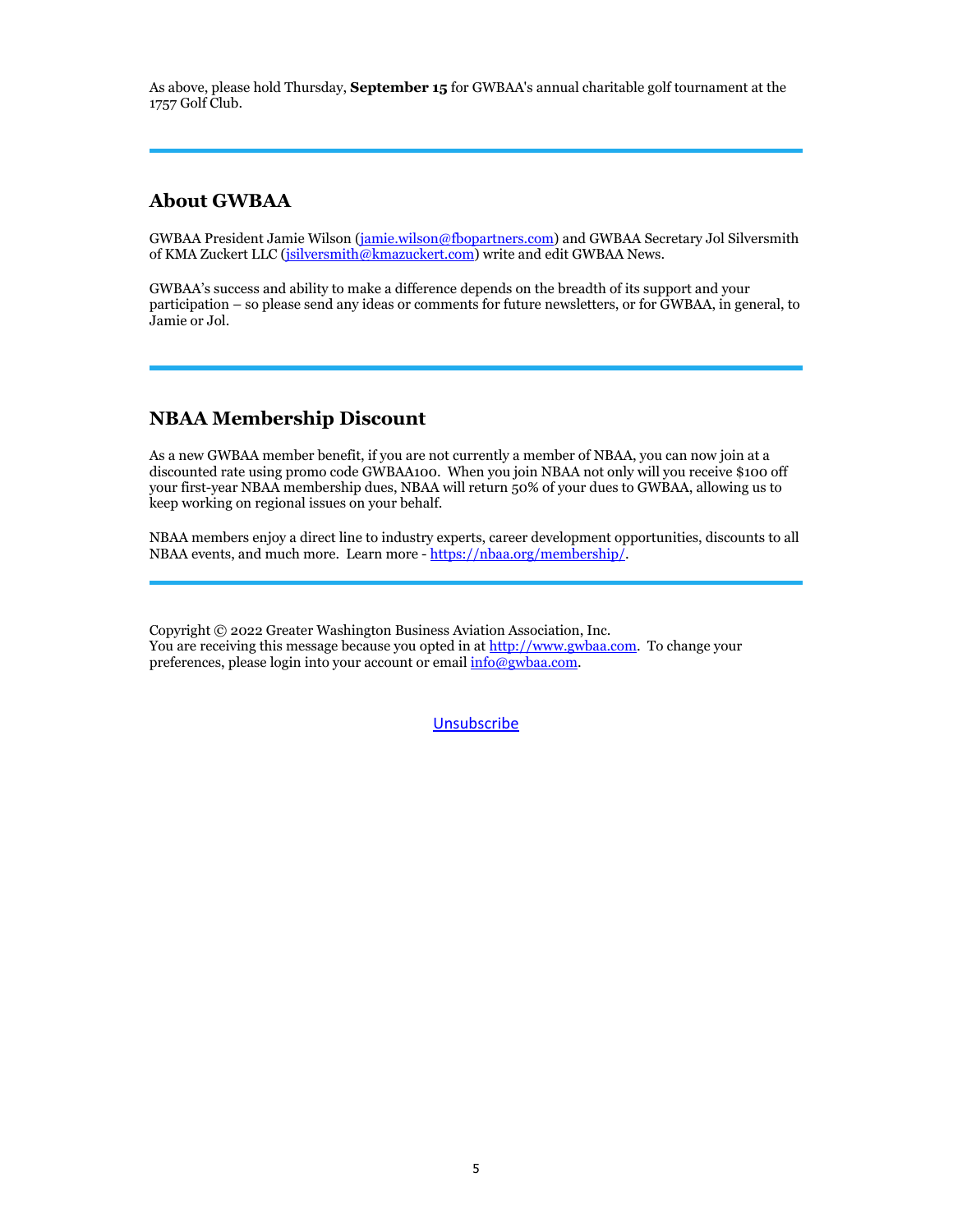As above, please hold Thursday, **September 15** for GWBAA's annual charitable golf tournament at the 1757 Golf Club.

---

## About GWBAA

GWBAA President Jamie Wilson (jamie.wilson@fbopartners.com) and GWBAA Secretary Jol Silversmith of KMA Zuckert LLC (jsilversmith@kmazuckert.com) write and edit GWBAA News.

GWBAA's success and ability to make a difference depends on the breadth of its support and your participation – so please send any ideas or comments for future newsletters, or for GWBAA, in general, to Jamie or Jol.

---

## NBAA Membership Discount

As a new GWBAA member benefit, if you are not currently a member of NBAA, you can now join at a discounted rate using promo code GWBAA100. When you join NBAA not only will you receive $100 off your first-year NBAA membership dues, NBAA will return 50% of your dues to GWBAA, allowing us to keep working on regional issues on your behalf.

NBAA members enjoy a direct line to industry experts, career development opportunities, discounts to all NBAA events, and much more. Learn more - https://nbaa.org/membership/.

---

Copyright © 2022 Greater Washington Business Aviation Association, Inc.
You are receiving this message because you opted in at http://www.gwbaa.com. To change your preferences, please login into your account or email info@gwbaa.com.

Unsubscribe